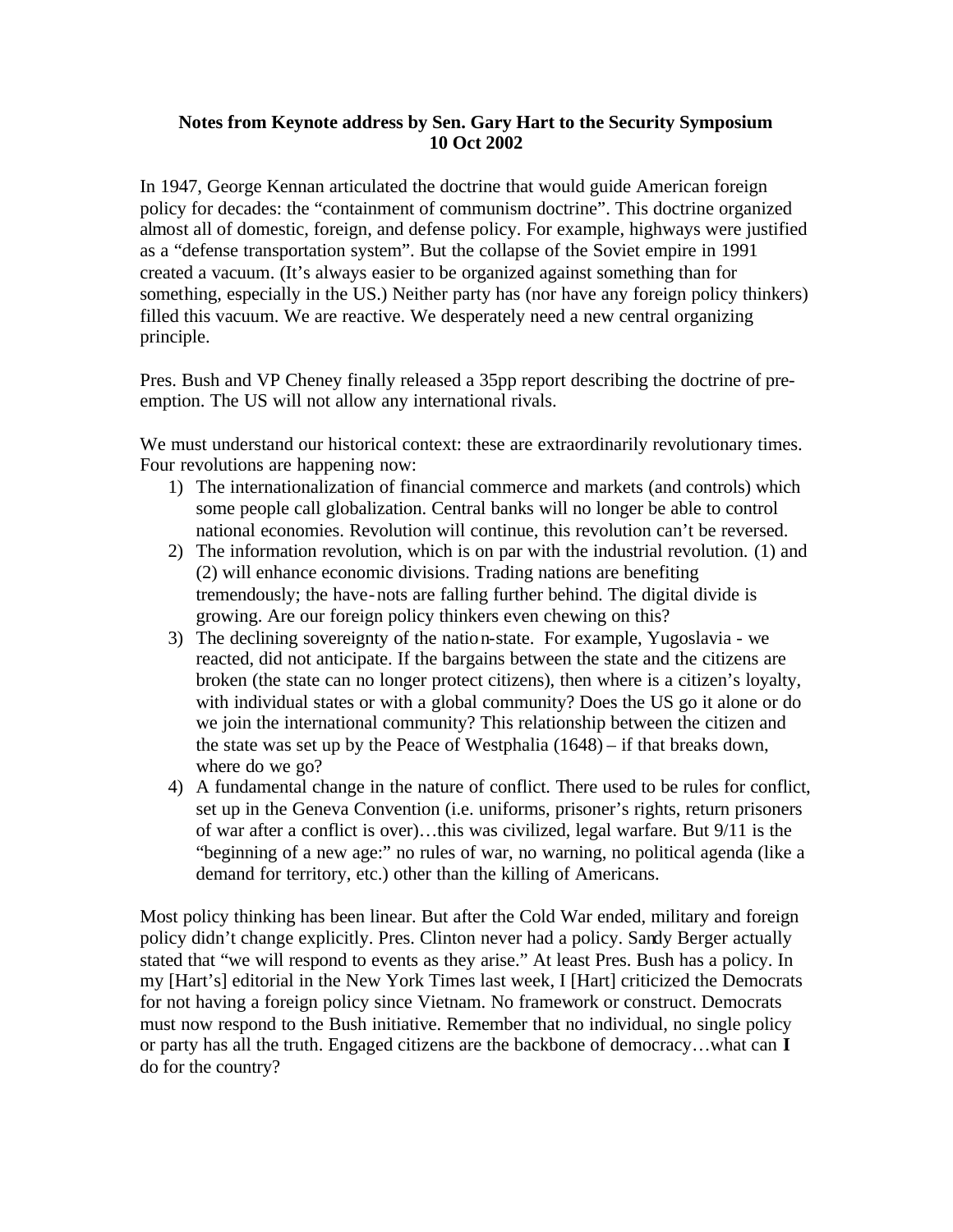**Notes from Keynote address by Sen. Gary Hart to the Security Symposium**
**10 Oct 2002**

In 1947, George Kennan articulated the doctrine that would guide American foreign policy for decades: the "containment of communism doctrine". This doctrine organized almost all of domestic, foreign, and defense policy. For example, highways were justified as a "defense transportation system". But the collapse of the Soviet empire in 1991 created a vacuum. (It's always easier to be organized against something than for something, especially in the US.) Neither party has (nor have any foreign policy thinkers) filled this vacuum. We are reactive. We desperately need a new central organizing principle.

Pres. Bush and VP Cheney finally released a 35pp report describing the doctrine of pre-emption. The US will not allow any international rivals.

We must understand our historical context: these are extraordinarily revolutionary times. Four revolutions are happening now:

1) The internationalization of financial commerce and markets (and controls) which some people call globalization. Central banks will no longer be able to control national economies. Revolution will continue, this revolution can't be reversed.
2) The information revolution, which is on par with the industrial revolution. (1) and (2) will enhance economic divisions. Trading nations are benefiting tremendously; the have-nots are falling further behind. The digital divide is growing. Are our foreign policy thinkers even chewing on this?
3) The declining sovereignty of the nation-state. For example, Yugoslavia - we reacted, did not anticipate. If the bargains between the state and the citizens are broken (the state can no longer protect citizens), then where is a citizen's loyalty, with individual states or with a global community? Does the US go it alone or do we join the international community? This relationship between the citizen and the state was set up by the Peace of Westphalia (1648) – if that breaks down, where do we go?
4) A fundamental change in the nature of conflict. There used to be rules for conflict, set up in the Geneva Convention (i.e. uniforms, prisoner's rights, return prisoners of war after a conflict is over)…this was civilized, legal warfare. But 9/11 is the "beginning of a new age:" no rules of war, no warning, no political agenda (like a demand for territory, etc.) other than the killing of Americans.

Most policy thinking has been linear. But after the Cold War ended, military and foreign policy didn't change explicitly. Pres. Clinton never had a policy. Sandy Berger actually stated that "we will respond to events as they arise." At least Pres. Bush has a policy. In my [Hart's] editorial in the New York Times last week, I [Hart] criticized the Democrats for not having a foreign policy since Vietnam. No framework or construct. Democrats must now respond to the Bush initiative. Remember that no individual, no single policy or party has all the truth. Engaged citizens are the backbone of democracy…what can **I** do for the country?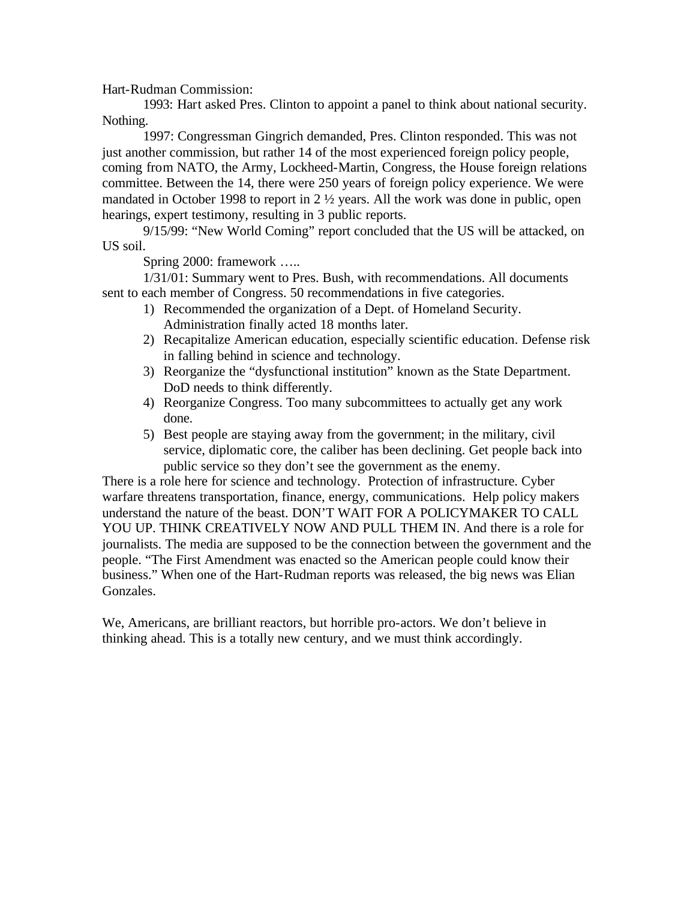Hart-Rudman Commission:

1993: Hart asked Pres. Clinton to appoint a panel to think about national security. Nothing.

1997: Congressman Gingrich demanded, Pres. Clinton responded. This was not just another commission, but rather 14 of the most experienced foreign policy people, coming from NATO, the Army, Lockheed-Martin, Congress, the House foreign relations committee. Between the 14, there were 250 years of foreign policy experience. We were mandated in October 1998 to report in 2 ½ years. All the work was done in public, open hearings, expert testimony, resulting in 3 public reports.

9/15/99: "New World Coming" report concluded that the US will be attacked, on US soil.

Spring 2000: framework …..

1/31/01: Summary went to Pres. Bush, with recommendations. All documents sent to each member of Congress. 50 recommendations in five categories.

1) Recommended the organization of a Dept. of Homeland Security. Administration finally acted 18 months later.
2) Recapitalize American education, especially scientific education. Defense risk in falling behind in science and technology.
3) Reorganize the "dysfunctional institution" known as the State Department. DoD needs to think differently.
4) Reorganize Congress. Too many subcommittees to actually get any work done.
5) Best people are staying away from the government; in the military, civil service, diplomatic core, the caliber has been declining. Get people back into public service so they don't see the government as the enemy.

There is a role here for science and technology. Protection of infrastructure. Cyber warfare threatens transportation, finance, energy, communications. Help policy makers understand the nature of the beast. DON'T WAIT FOR A POLICYMAKER TO CALL YOU UP. THINK CREATIVELY NOW AND PULL THEM IN. And there is a role for journalists. The media are supposed to be the connection between the government and the people. "The First Amendment was enacted so the American people could know their business." When one of the Hart-Rudman reports was released, the big news was Elian Gonzales.

We, Americans, are brilliant reactors, but horrible pro-actors. We don't believe in thinking ahead. This is a totally new century, and we must think accordingly.